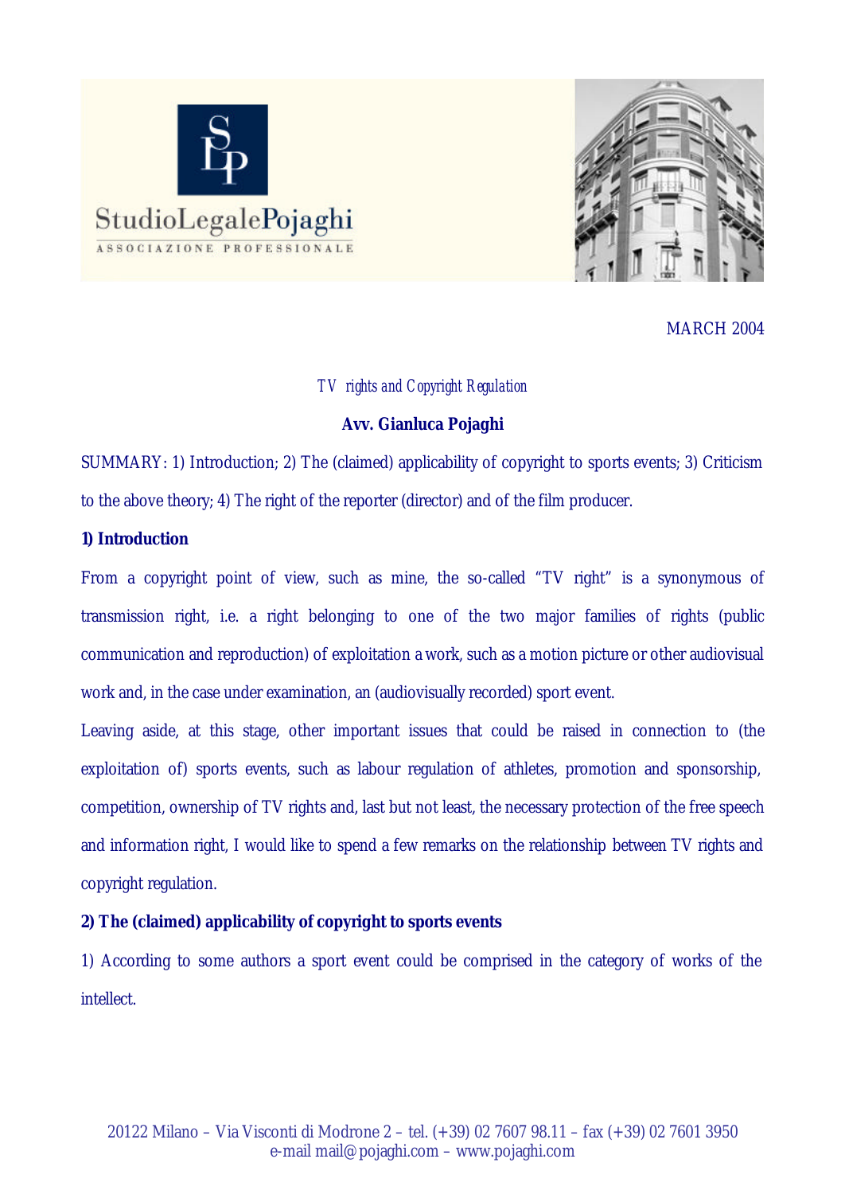StudioLegalePojaghi

ASSOCIAZIONE PROFESSIONALE

MARCH 2004

*TV rights and Copyright Regulation*

**Avv. Gianluca Pojaghi**

SUMMARY: 1) Introduction; 2) The (claimed) applicability of copyright to sports events; 3) Criticism to the above theory; 4) The right of the reporter (director) and of the film producer.

**1) Introduction**

From a copyright point of view, such as mine, the so-called “TV right” is a synonymous of transmission right, i.e. a right belonging to one of the two major families of rights (public communication and reproduction) of exploitation a work, such as a motion picture or other audiovisual work and, in the case under examination, an (audiovisually recorded) sport event.

Leaving aside, at this stage, other important issues that could be raised in connection to (the exploitation of) sports events, such as labour regulation of athletes, promotion and sponsorship, competition, ownership of TV rights and, last but not least, the necessary protection of the free speech and information right, I would like to spend a few remarks on the relationship between TV rights and copyright regulation.

**2) The (claimed) applicability of copyright to sports events**

1) According to some authors a sport event could be comprised in the category of works of the intellect.

20122 Milano – Via Visconti di Modrone 2 – tel. (+39) 02 7607 98.11 – fax (+39) 02 7601 3950
e-mail mail@pojaghi.com – www.pojaghi.com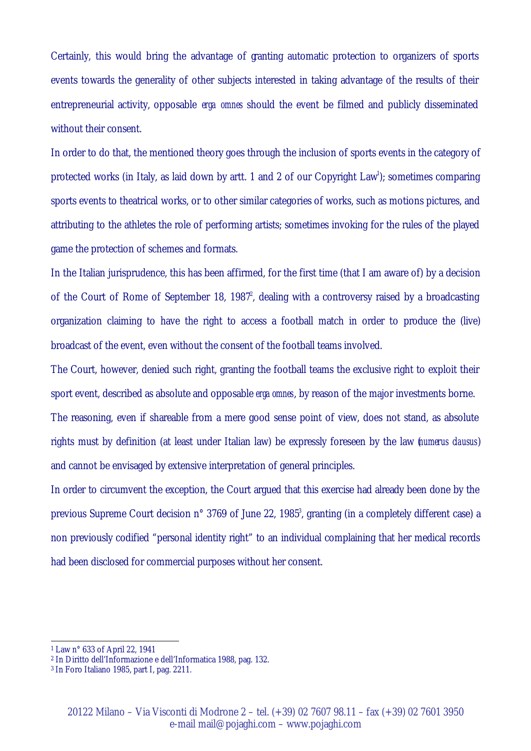Certainly, this would bring the advantage of granting automatic protection to organizers of sports events towards the generality of other subjects interested in taking advantage of the results of their entrepreneurial activity, opposable *erga omnes* should the event be filmed and publicly disseminated without their consent.

In order to do that, the mentioned theory goes through the inclusion of sports events in the category of protected works (in Italy, as laid down by artt. 1 and 2 of our Copyright Law[1]); sometimes comparing sports events to theatrical works, or to other similar categories of works, such as motions pictures, and attributing to the athletes the role of performing artists; sometimes invoking for the rules of the played game the protection of schemes and formats.

In the Italian jurisprudence, this has been affirmed, for the first time (that I am aware of) by a decision of the Court of Rome of September 18, 1987[2], dealing with a controversy raised by a broadcasting organization claiming to have the right to access a football match in order to produce the (live) broadcast of the event, even without the consent of the football teams involved.

The Court, however, denied such right, granting the football teams the exclusive right to exploit their sport event, described as absolute and opposable *erga omnes*, by reason of the major investments borne.

The reasoning, even if shareable from a mere good sense point of view, does not stand, as absolute rights must by definition (at least under Italian law) be expressly foreseen by the law (*numerus clausus*) and cannot be envisaged by extensive interpretation of general principles.

In order to circumvent the exception, the Court argued that this exercise had already been done by the previous Supreme Court decision n° 3769 of June 22, 1985[3], granting (in a completely different case) a non previously codified "personal identity right" to an individual complaining that her medical records had been disclosed for commercial purposes without her consent.

---

[1] Law n° 633 of April 22, 1941

[2] In Diritto dell'Informazione e dell'Informatica 1988, pag. 132.

[3] In Foro Italiano 1985, part I, pag. 2211.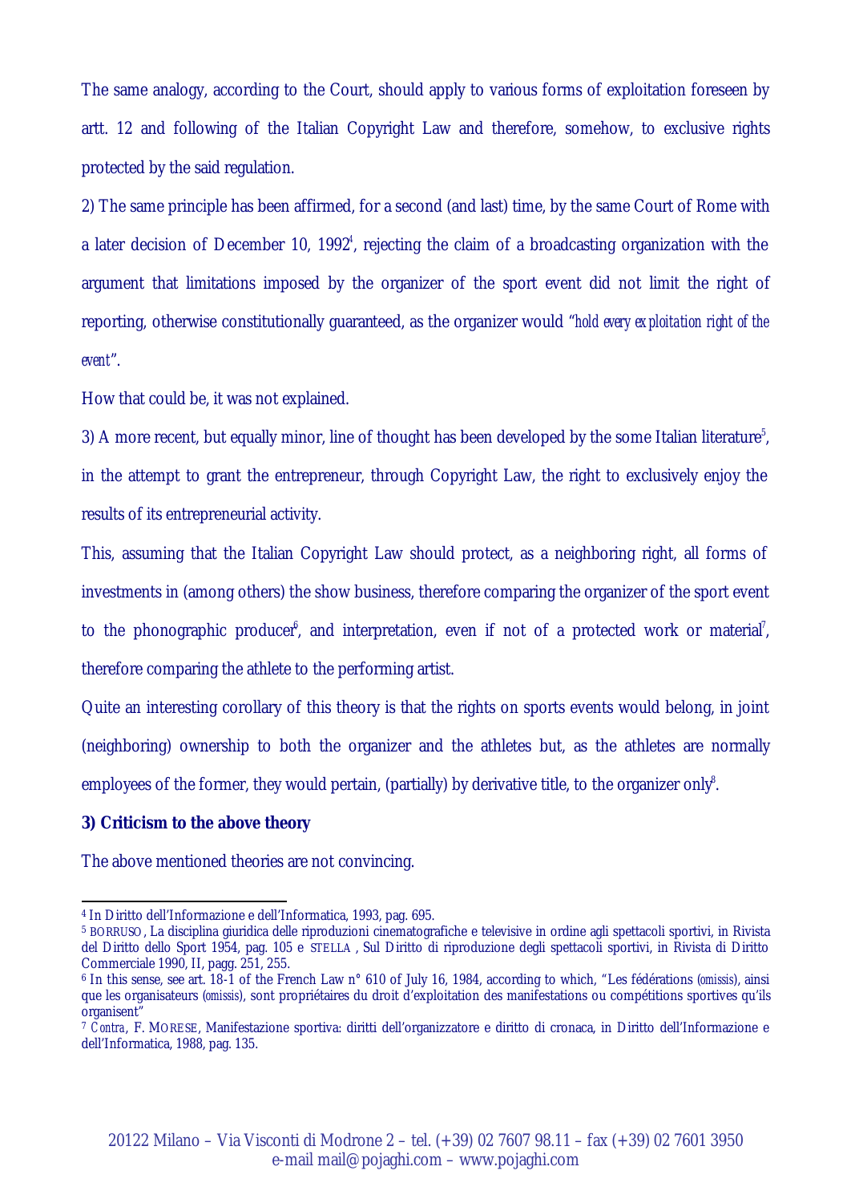The same analogy, according to the Court, should apply to various forms of exploitation foreseen by artt. 12 and following of the Italian Copyright Law and therefore, somehow, to exclusive rights protected by the said regulation.

2) The same principle has been affirmed, for a second (and last) time, by the same Court of Rome with a later decision of December 10, 1992[4], rejecting the claim of a broadcasting organization with the argument that limitations imposed by the organizer of the sport event did not limit the right of reporting, otherwise constitutionally guaranteed, as the organizer would "*hold every exploitation right of the event*".

How that could be, it was not explained.

3) A more recent, but equally minor, line of thought has been developed by the some Italian literature[5], in the attempt to grant the entrepreneur, through Copyright Law, the right to exclusively enjoy the results of its entrepreneurial activity.

This, assuming that the Italian Copyright Law should protect, as a neighboring right, all forms of investments in (among others) the show business, therefore comparing the organizer of the sport event to the phonographic producer[6], and interpretation, even if not of a protected work or material[7], therefore comparing the athlete to the performing artist.

Quite an interesting corollary of this theory is that the rights on sports events would belong, in joint (neighboring) ownership to both the organizer and the athletes but, as the athletes are normally employees of the former, they would pertain, (partially) by derivative title, to the organizer only[8].

**3) Criticism to the above theory**

The above mentioned theories are not convincing.

---

[4] In Diritto dell'Informazione e dell'Informatica, 1993, pag. 695.

[5] BORRUSO, La disciplina giuridica delle riproduzioni cinematografiche e televisive in ordine agli spettacoli sportivi, in Rivista del Diritto dello Sport 1954, pag. 105 e STELLA, Sul Diritto di riproduzione degli spettacoli sportivi, in Rivista di Diritto Commerciale 1990, II, pagg. 251, 255.

[6] In this sense, see art. 18-1 of the French Law n° 610 of July 16, 1984, according to which, "Les fédérations (*omissis*), ainsi que les organisateurs (*omissis*), sont propriétaires du droit d'exploitation des manifestations ou compétitions sportives qu'ils organisent"

[7] *Contra*, F. MORESE, Manifestazione sportiva: diritti dell'organizzatore e diritto di cronaca, in Diritto dell'Informazione e dell'Informatica, 1988, pag. 135.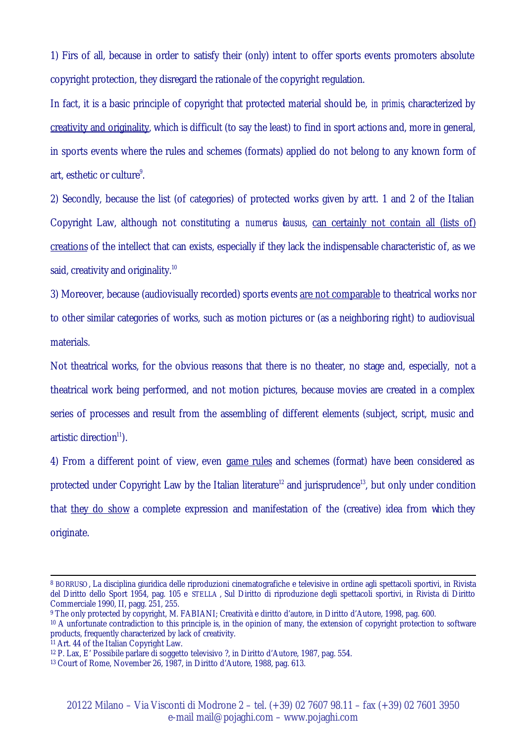1) Firs of all, because in order to satisfy their (only) intent to offer sports events promoters absolute copyright protection, they disregard the rationale of the copyright regulation.

In fact, it is a basic principle of copyright that protected material should be, *in primis*, characterized by <u>creativity and originality</u>, which is difficult (to say the least) to find in sport actions and, more in general, in sports events where the rules and schemes (formats) applied do not belong to any known form of art, esthetic or culture[9].

2) Secondly, because the list (of categories) of protected works given by artt. 1 and 2 of the Italian Copyright Law, although not constituting a *numerus clausus*, <u>can certainly not contain all (lists of) creations</u> of the intellect that can exists, especially if they lack the indispensable characteristic of, as we said, creativity and originality.[10]

3) Moreover, because (audiovisually recorded) sports events <u>are not comparable</u> to theatrical works nor to other similar categories of works, such as motion pictures or (as a neighboring right) to audiovisual materials.

Not theatrical works, for the obvious reasons that there is no theater, no stage and, especially, not a theatrical work being performed, and not motion pictures, because movies are created in a complex series of processes and result from the assembling of different elements (subject, script, music and artistic direction[11]).

4) From a different point of view, even <u>game rules</u> and schemes (format) have been considered as protected under Copyright Law by the Italian literature[12] and jurisprudence[13], but only under condition that <u>they do show</u> a complete expression and manifestation of the (creative) idea from which they originate.

---

[8] BORRUSO, La disciplina giuridica delle riproduzioni cinematografiche e televisive in ordine agli spettacoli sportivi, in Rivista del Diritto dello Sport 1954, pag. 105 e STELLA, Sul Diritto di riproduzione degli spettacoli sportivi, in Rivista di Diritto Commerciale 1990, II, pagg. 251, 255.

[9] The only protected by copyright, M. FABIANI; Creatività e diritto d'autore, in Diritto d'Autore, 1998, pag. 600.

[10] A unfortunate contradiction to this principle is, in the opinion of many, the extension of copyright protection to software products, frequently characterized by lack of creativity.

[11] Art. 44 of the Italian Copyright Law.

[12] P. Lax, E' Possibile parlare di soggetto televisivo ?, in Diritto d'Autore, 1987, pag. 554.

[13] Court of Rome, November 26, 1987, in Diritto d'Autore, 1988, pag. 613.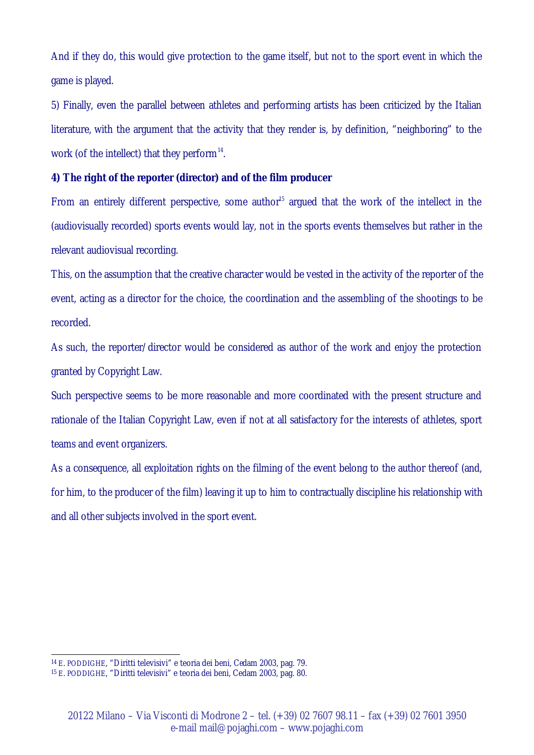And if they do, this would give protection to the game itself, but not to the sport event in which the game is played.

5) Finally, even the parallel between athletes and performing artists has been criticized by the Italian literature, with the argument that the activity that they render is, by definition, "neighboring" to the work (of the intellect) that they perform[14].

**4) The right of the reporter (director) and of the film producer**

From an entirely different perspective, some author[15] argued that the work of the intellect in the (audiovisually recorded) sports events would lay, not in the sports events themselves but rather in the relevant audiovisual recording.

This, on the assumption that the creative character would be vested in the activity of the reporter of the event, acting as a director for the choice, the coordination and the assembling of the shootings to be recorded.

As such, the reporter/director would be considered as author of the work and enjoy the protection granted by Copyright Law.

Such perspective seems to be more reasonable and more coordinated with the present structure and rationale of the Italian Copyright Law, even if not at all satisfactory for the interests of athletes, sport teams and event organizers.

As a consequence, all exploitation rights on the filming of the event belong to the author thereof (and, for him, to the producer of the film) leaving it up to him to contractually discipline his relationship with and all other subjects involved in the sport event.

---

[14] E. PODDIGHE, "Diritti televisivi" e teoria dei beni, Cedam 2003, pag. 79.

[15] E. PODDIGHE, "Diritti televisivi" e teoria dei beni, Cedam 2003, pag. 80.

20122 Milano – Via Visconti di Modrone 2 – tel. (+39) 02 7607 98.11 – fax (+39) 02 7601 3950
e-mail mail@pojaghi.com – www.pojaghi.com